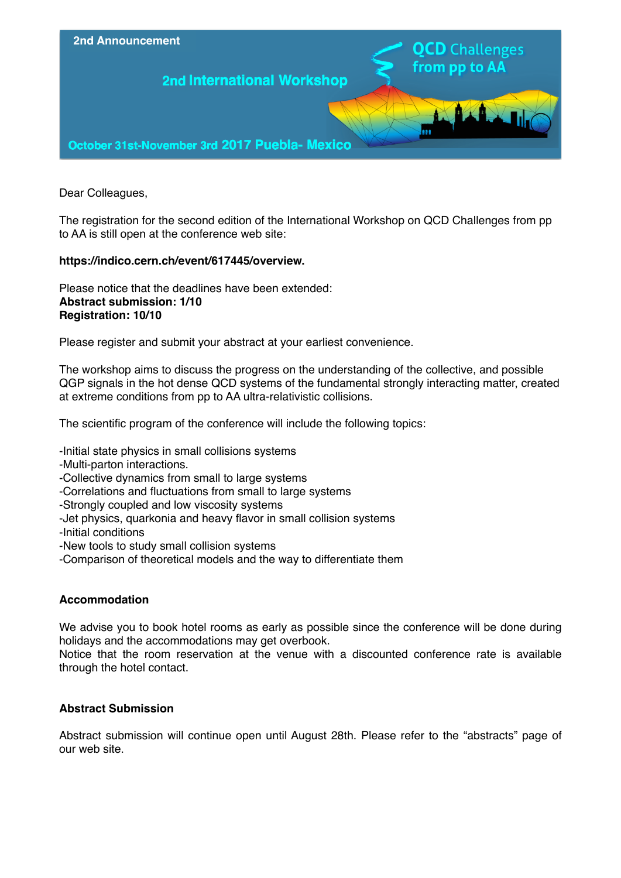2nd Announcement

# 2nd International Workshop

# QCD Challenges from pp to AA

October 31st-November 3rd 2017 Puebla- Mexico

Dear Colleagues,

The registration for the second edition of the International Workshop on QCD Challenges from pp to AA is still open at the conference web site:

**https://indico.cern.ch/event/617445/overview.**

Please notice that the deadlines have been extended:
**Abstract submission: 1/10**
**Registration: 10/10**

Please register and submit your abstract at your earliest convenience.

The workshop aims to discuss the progress on the understanding of the collective, and possible QGP signals in the hot dense QCD systems of the fundamental strongly interacting matter, created at extreme conditions from pp to AA ultra-relativistic collisions.

The scientific program of the conference will include the following topics:

-Initial state physics in small collisions systems
-Multi-parton interactions.
-Collective dynamics from small to large systems
-Correlations and fluctuations from small to large systems
-Strongly coupled and low viscosity systems
-Jet physics, quarkonia and heavy flavor in small collision systems
-Initial conditions
-New tools to study small collision systems
-Comparison of theoretical models and the way to differentiate them

**Accommodation**

We advise you to book hotel rooms as early as possible since the conference will be done during holidays and the accommodations may get overbook.
Notice that the room reservation at the venue with a discounted conference rate is available through the hotel contact.

**Abstract Submission**

Abstract submission will continue open until August 28th. Please refer to the "abstracts" page of our web site.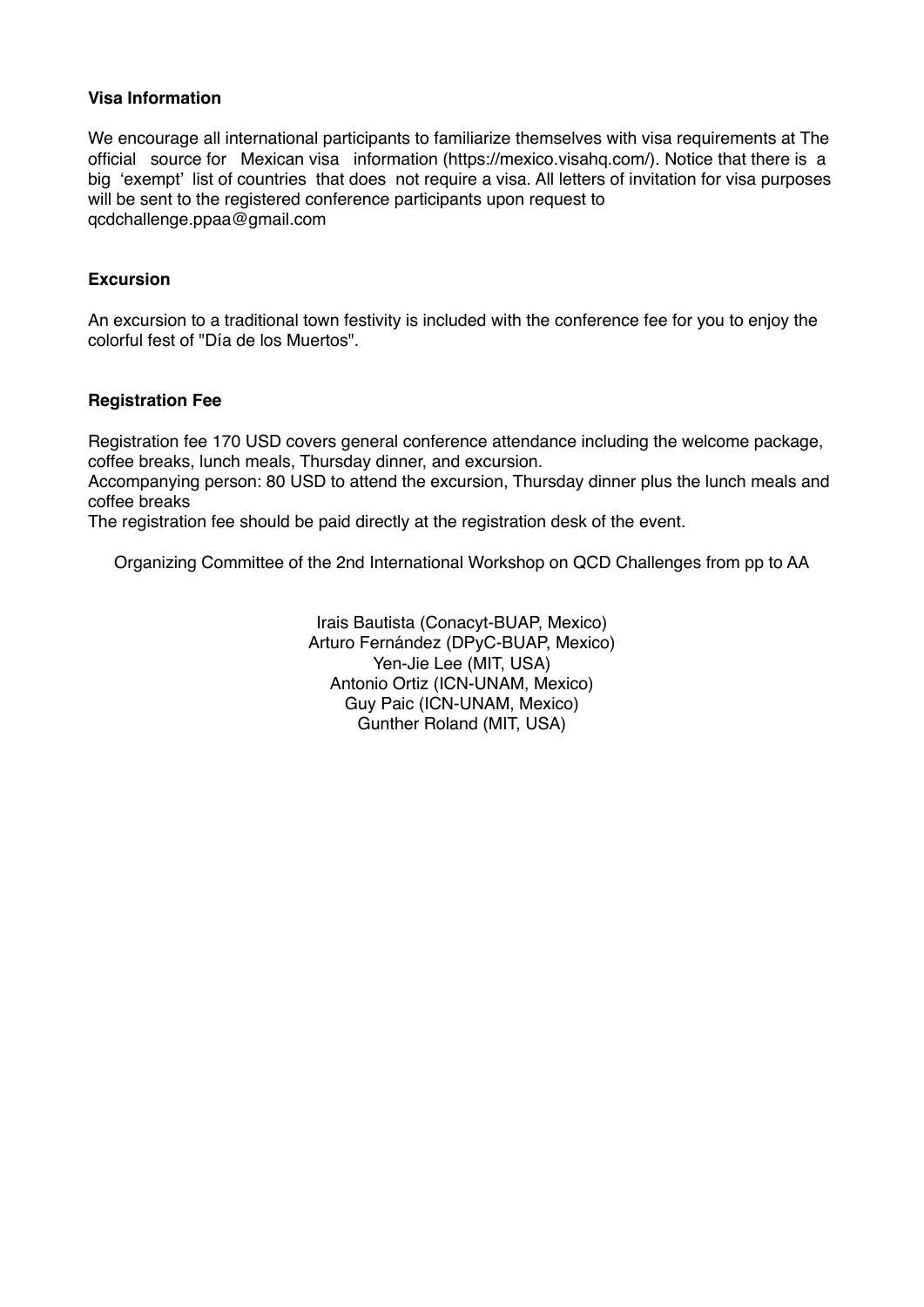**Visa Information**

We encourage all international participants to familiarize themselves with visa requirements at The official source for Mexican visa information (https://mexico.visahq.com/). Notice that there is a big 'exempt' list of countries that does not require a visa. All letters of invitation for visa purposes will be sent to the registered conference participants upon request to qcdchallenge.ppaa@gmail.com

**Excursion**

An excursion to a traditional town festivity is included with the conference fee for you to enjoy the colorful fest of "Día de los Muertos".

**Registration Fee**

Registration fee 170 USD covers general conference attendance including the welcome package, coffee breaks, lunch meals, Thursday dinner, and excursion.
Accompanying person: 80 USD to attend the excursion, Thursday dinner plus the lunch meals and coffee breaks
The registration fee should be paid directly at the registration desk of the event.

Organizing Committee of the 2nd International Workshop on QCD Challenges from pp to AA

Irais Bautista (Conacyt-BUAP, Mexico)
Arturo Fernández (DPyC-BUAP, Mexico)
Yen-Jie Lee (MIT, USA)
Antonio Ortiz (ICN-UNAM, Mexico)
Guy Paic (ICN-UNAM, Mexico)
Gunther Roland (MIT, USA)